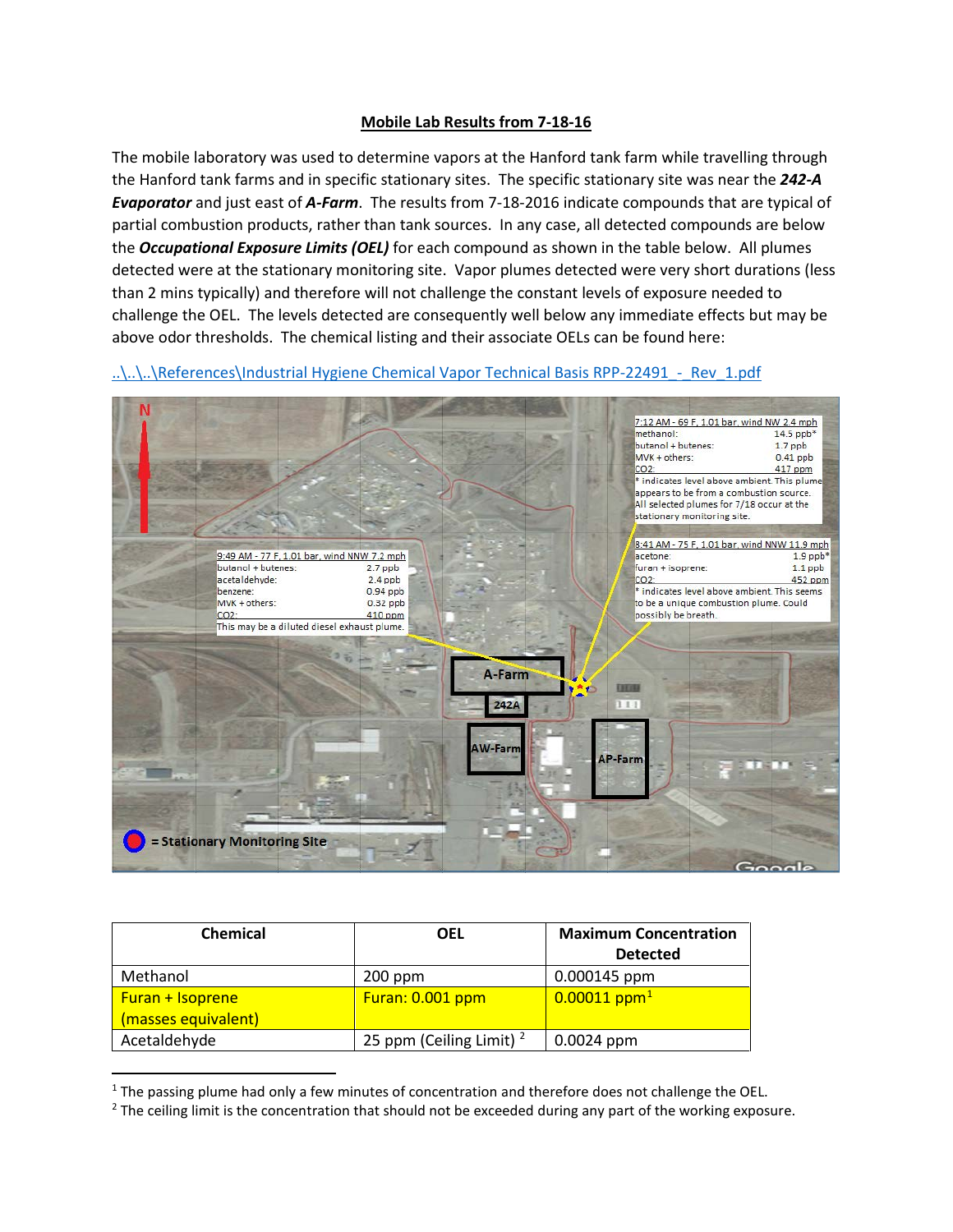# Mobile Lab Results from 7-18-16

The mobile laboratory was used to determine vapors at the Hanford tank farm while travelling through the Hanford tank farms and in specific stationary sites. The specific stationary site was near the ***242-A Evaporator*** and just east of ***A-Farm***. The results from 7-18-2016 indicate compounds that are typical of partial combustion products, rather than tank sources. In any case, all detected compounds are below the ***Occupational Exposure Limits (OEL)*** for each compound as shown in the table below. All plumes detected were at the stationary monitoring site. Vapor plumes detected were very short durations (less than 2 mins typically) and therefore will not challenge the constant levels of exposure needed to challenge the OEL. The levels detected are consequently well below any immediate effects but may be above odor thresholds. The chemical listing and their associate OELs can be found here:

..\..\..\References\Industrial Hygiene Chemical Vapor Technical Basis RPP-22491_-_Rev_1.pdf

N

7:12 AM - 69 F, 1.01 bar, wind NW 2.4 mph

| | |
|---|---|
| methanol: | 14.5 ppb* |
| butanol + butenes: | 1.7 ppb |
| MVK + others: | 0.41 ppb |
| CO2: | 417 ppm |

* indicates level above ambient. This plume appears to be from a combustion source. All selected plumes for 7/18 occur at the stationary monitoring site.

9:49 AM - 77 F, 1.01 bar, wind NNW 7.2 mph

| | |
|---|---|
| butanol + butenes: | 2.7 ppb |
| acetaldehyde: | 2.4 ppb |
| benzene: | 0.94 ppb |
| MVK + others: | 0.32 ppb |
| CO2: | 410 ppm |

This may be a diluted diesel exhaust plume.

8:41 AM - 75 F, 1.01 bar, wind NNW 11.9 mph

| | |
|---|---|
| acetone: | 1.9 ppb* |
| furan + isoprene: | 1.1 ppb |
| CO2: | 452 ppm |

* indicates level above ambient. This seems to be a unique combustion plume. Could possibly be breath.

A-Farm

242A

AW-Farm

AP-Farm

= Stationary Monitoring Site

| Chemical | OEL | Maximum Concentration Detected |
|---|---|---|
| Methanol | 200 ppm | 0.000145 ppm |
| Furan + Isoprene (masses equivalent) | Furan: 0.001 ppm | 0.00011 ppm[1] |
| Acetaldehyde | 25 ppm (Ceiling Limit) [2] | 0.0024 ppm |

[1] The passing plume had only a few minutes of concentration and therefore does not challenge the OEL.

[2] The ceiling limit is the concentration that should not be exceeded during any part of the working exposure.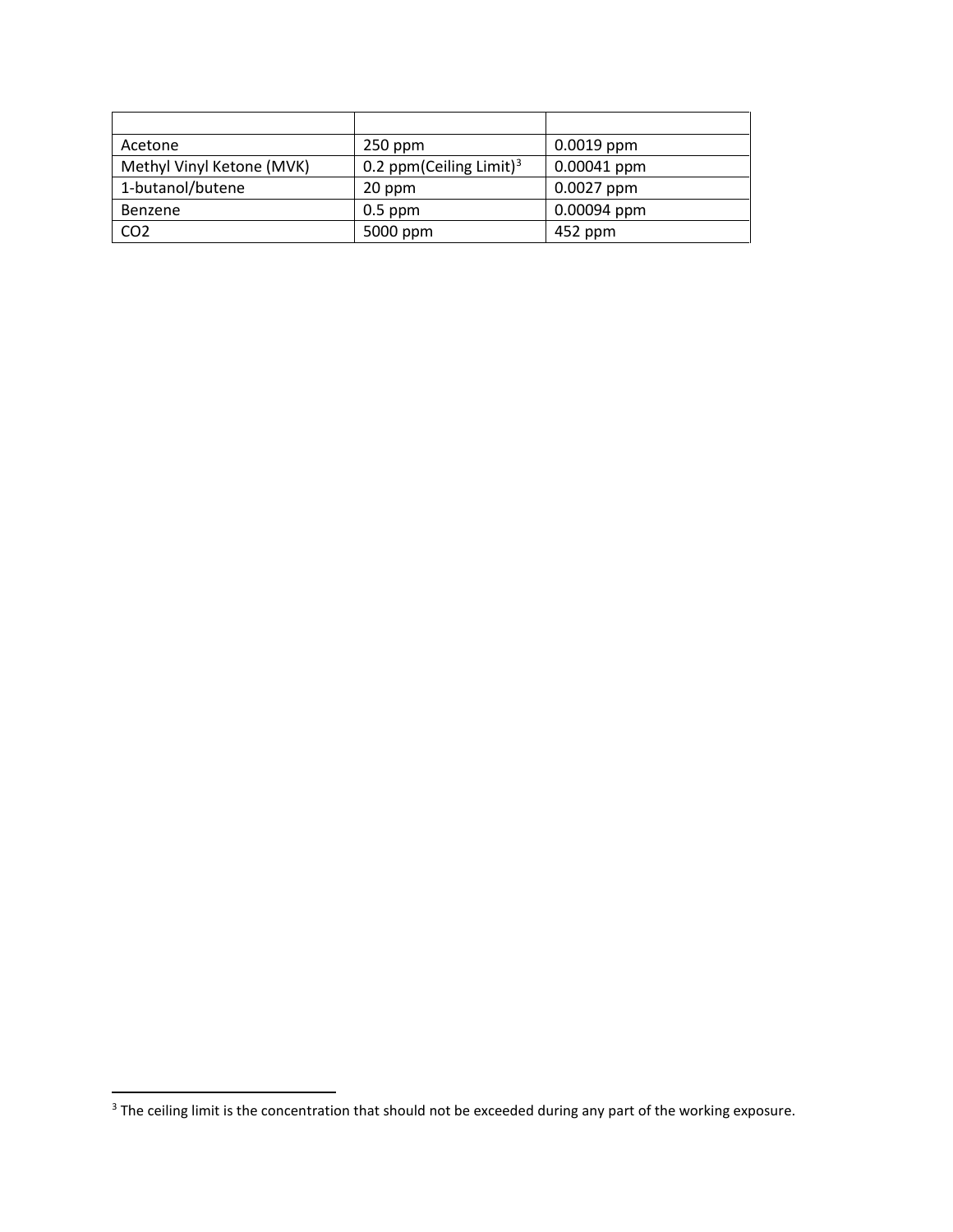| | | |
|---|---|---|
| | | |
| Acetone | 250 ppm | 0.0019 ppm |
| Methyl Vinyl Ketone (MVK) | 0.2 ppm(Ceiling Limit)[3] | 0.00041 ppm |
| 1-butanol/butene | 20 ppm | 0.0027 ppm |
| Benzene | 0.5 ppm | 0.00094 ppm |
| $CO_2$ | 5000 ppm | 452 ppm |

[3] The ceiling limit is the concentration that should not be exceeded during any part of the working exposure.